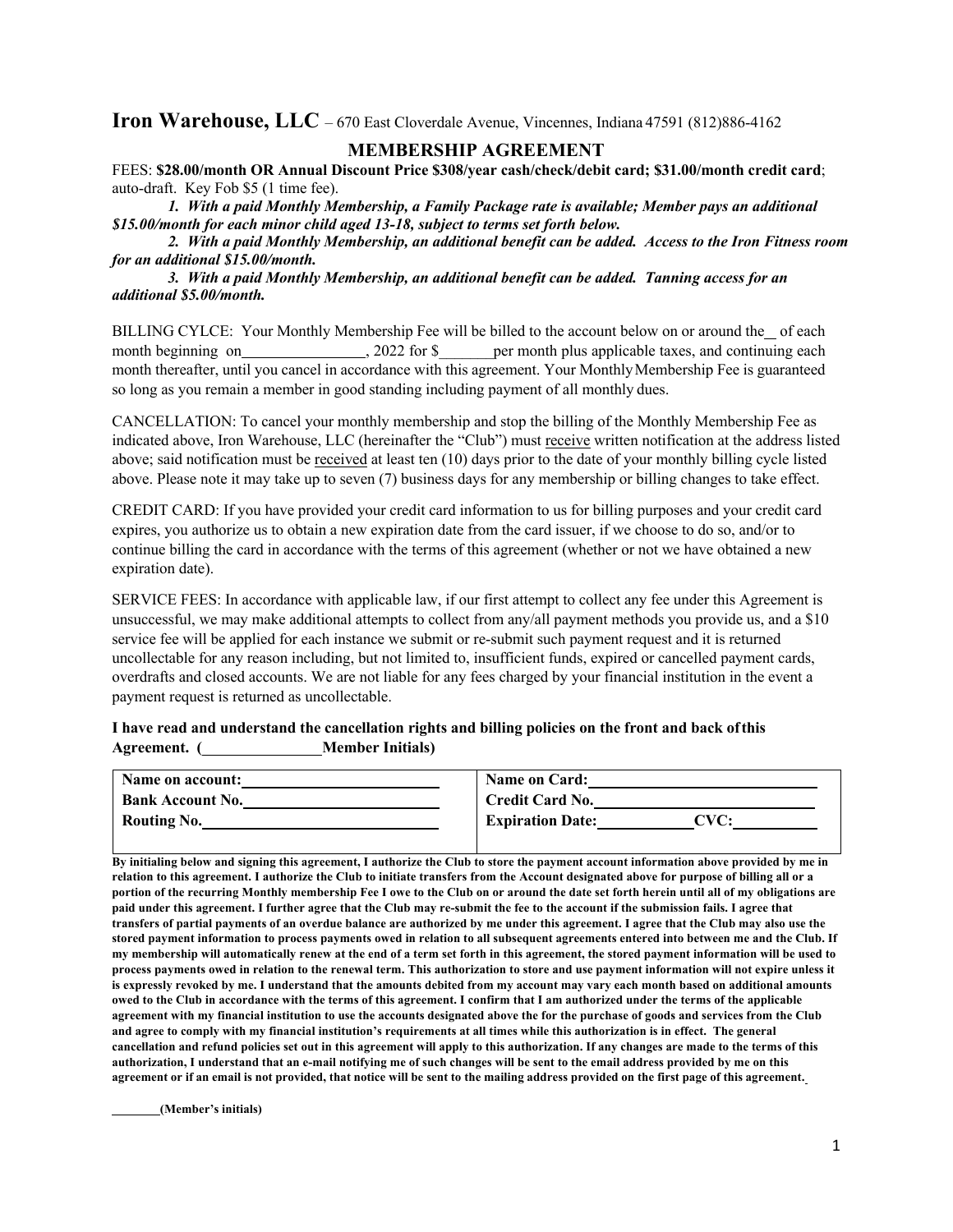**Iron Warehouse, LLC** – 670 East Cloverdale Avenue, Vincennes, Indiana 47591 (812)886-4162

## MEMBERSHIP AGREEMENT

FEES: **$28.00/month OR Annual Discount Price $308/year cash/check/debit card; $31.00/month credit card**; auto-draft. Key Fob $5 (1 time fee).

***1. With a paid Monthly Membership, a Family Package rate is available; Member pays an additional $15.00/month for each minor child aged 13-18, subject to terms set forth below.***

***2. With a paid Monthly Membership, an additional benefit can be added. Access to the Iron Fitness room for an additional $15.00/month.***

***3. With a paid Monthly Membership, an additional benefit can be added. Tanning access for an additional $5.00/month.***

BILLING CYLCE: Your Monthly Membership Fee will be billed to the account below on or around the__ of each month beginning on________________, 2022 for $_______per month plus applicable taxes, and continuing each month thereafter, until you cancel in accordance with this agreement. Your Monthly Membership Fee is guaranteed so long as you remain a member in good standing including payment of all monthly dues.

CANCELLATION: To cancel your monthly membership and stop the billing of the Monthly Membership Fee as indicated above, Iron Warehouse, LLC (hereinafter the "Club") must <u>receive</u> written notification at the address listed above; said notification must be <u>received</u> at least ten (10) days prior to the date of your monthly billing cycle listed above. Please note it may take up to seven (7) business days for any membership or billing changes to take effect.

CREDIT CARD: If you have provided your credit card information to us for billing purposes and your credit card expires, you authorize us to obtain a new expiration date from the card issuer, if we choose to do so, and/or to continue billing the card in accordance with the terms of this agreement (whether or not we have obtained a new expiration date).

SERVICE FEES: In accordance with applicable law, if our first attempt to collect any fee under this Agreement is unsuccessful, we may make additional attempts to collect from any/all payment methods you provide us, and a $10 service fee will be applied for each instance we submit or re-submit such payment request and it is returned uncollectable for any reason including, but not limited to, insufficient funds, expired or cancelled payment cards, overdrafts and closed accounts. We are not liable for any fees charged by your financial institution in the event a payment request is returned as uncollectable.

**I have read and understand the cancellation rights and billing policies on the front and back of this Agreement. (_______________Member Initials)**

| | |
|---|---|
| **Name on account:**__________________ | **Name on Card:**__________________ |
| **Bank Account No.**__________________ | **Credit Card No.**__________________ |
| **Routing No.**__________________ | **Expiration Date:**__________ **CVC:**__________ |

**By initialing below and signing this agreement, I authorize the Club to store the payment account information above provided by me in relation to this agreement. I authorize the Club to initiate transfers from the Account designated above for purpose of billing all or a portion of the recurring Monthly membership Fee I owe to the Club on or around the date set forth herein until all of my obligations are paid under this agreement. I further agree that the Club may re-submit the fee to the account if the submission fails. I agree that transfers of partial payments of an overdue balance are authorized by me under this agreement. I agree that the Club may also use the stored payment information to process payments owed in relation to all subsequent agreements entered into between me and the Club. If my membership will automatically renew at the end of a term set forth in this agreement, the stored payment information will be used to process payments owed in relation to the renewal term. This authorization to store and use payment information will not expire unless it is expressly revoked by me. I understand that the amounts debited from my account may vary each month based on additional amounts owed to the Club in accordance with the terms of this agreement. I confirm that I am authorized under the terms of the applicable agreement with my financial institution to use the accounts designated above the for the purchase of goods and services from the Club and agree to comply with my financial institution's requirements at all times while this authorization is in effect. The general cancellation and refund policies set out in this agreement will apply to this authorization. If any changes are made to the terms of this authorization, I understand that an e-mail notifying me of such changes will be sent to the email address provided by me on this agreement or if an email is not provided, that notice will be sent to the mailing address provided on the first page of this agreement.**

**_______(Member's initials)**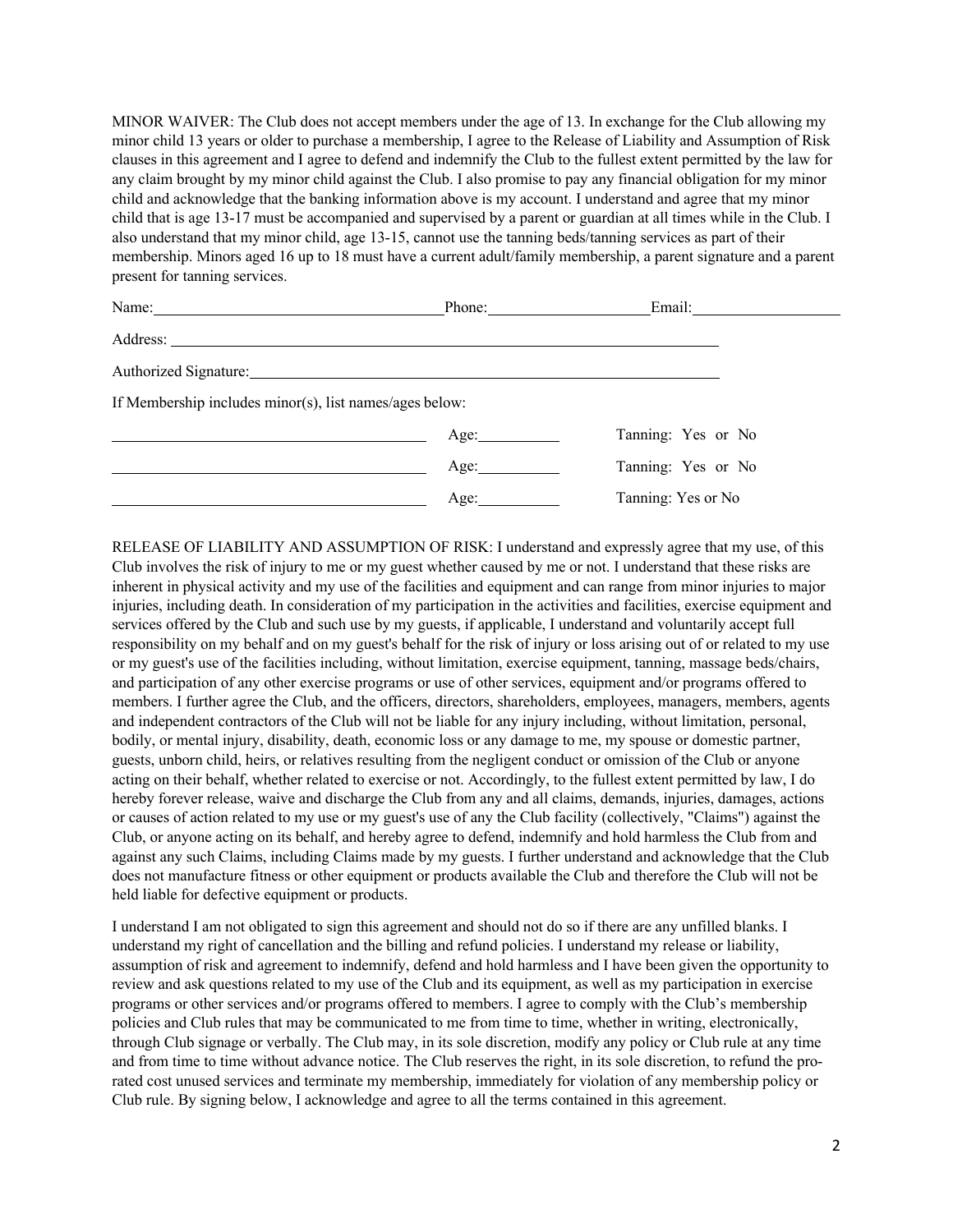MINOR WAIVER: The Club does not accept members under the age of 13. In exchange for the Club allowing my minor child 13 years or older to purchase a membership, I agree to the Release of Liability and Assumption of Risk clauses in this agreement and I agree to defend and indemnify the Club to the fullest extent permitted by the law for any claim brought by my minor child against the Club. I also promise to pay any financial obligation for my minor child and acknowledge that the banking information above is my account. I understand and agree that my minor child that is age 13-17 must be accompanied and supervised by a parent or guardian at all times while in the Club. I also understand that my minor child, age 13-15, cannot use the tanning beds/tanning services as part of their membership. Minors aged 16 up to 18 must have a current adult/family membership, a parent signature and a parent present for tanning services.

Name:______________________________ Phone:________________ Email:________________

Address: ______________________________________________________________

Authorized Signature:______________________________________________________

If Membership includes minor(s), list names/ages below:

______________________________ Age:________ Tanning: Yes or No

______________________________ Age:________ Tanning: Yes or No

______________________________ Age:________ Tanning: Yes or No

RELEASE OF LIABILITY AND ASSUMPTION OF RISK: I understand and expressly agree that my use, of this Club involves the risk of injury to me or my guest whether caused by me or not. I understand that these risks are inherent in physical activity and my use of the facilities and equipment and can range from minor injuries to major injuries, including death. In consideration of my participation in the activities and facilities, exercise equipment and services offered by the Club and such use by my guests, if applicable, I understand and voluntarily accept full responsibility on my behalf and on my guest's behalf for the risk of injury or loss arising out of or related to my use or my guest's use of the facilities including, without limitation, exercise equipment, tanning, massage beds/chairs, and participation of any other exercise programs or use of other services, equipment and/or programs offered to members. I further agree the Club, and the officers, directors, shareholders, employees, managers, members, agents and independent contractors of the Club will not be liable for any injury including, without limitation, personal, bodily, or mental injury, disability, death, economic loss or any damage to me, my spouse or domestic partner, guests, unborn child, heirs, or relatives resulting from the negligent conduct or omission of the Club or anyone acting on their behalf, whether related to exercise or not. Accordingly, to the fullest extent permitted by law, I do hereby forever release, waive and discharge the Club from any and all claims, demands, injuries, damages, actions or causes of action related to my use or my guest's use of any the Club facility (collectively, "Claims") against the Club, or anyone acting on its behalf, and hereby agree to defend, indemnify and hold harmless the Club from and against any such Claims, including Claims made by my guests. I further understand and acknowledge that the Club does not manufacture fitness or other equipment or products available the Club and therefore the Club will not be held liable for defective equipment or products.

I understand I am not obligated to sign this agreement and should not do so if there are any unfilled blanks. I understand my right of cancellation and the billing and refund policies. I understand my release or liability, assumption of risk and agreement to indemnify, defend and hold harmless and I have been given the opportunity to review and ask questions related to my use of the Club and its equipment, as well as my participation in exercise programs or other services and/or programs offered to members. I agree to comply with the Club's membership policies and Club rules that may be communicated to me from time to time, whether in writing, electronically, through Club signage or verbally. The Club may, in its sole discretion, modify any policy or Club rule at any time and from time to time without advance notice. The Club reserves the right, in its sole discretion, to refund the pro-rated cost unused services and terminate my membership, immediately for violation of any membership policy or Club rule. By signing below, I acknowledge and agree to all the terms contained in this agreement.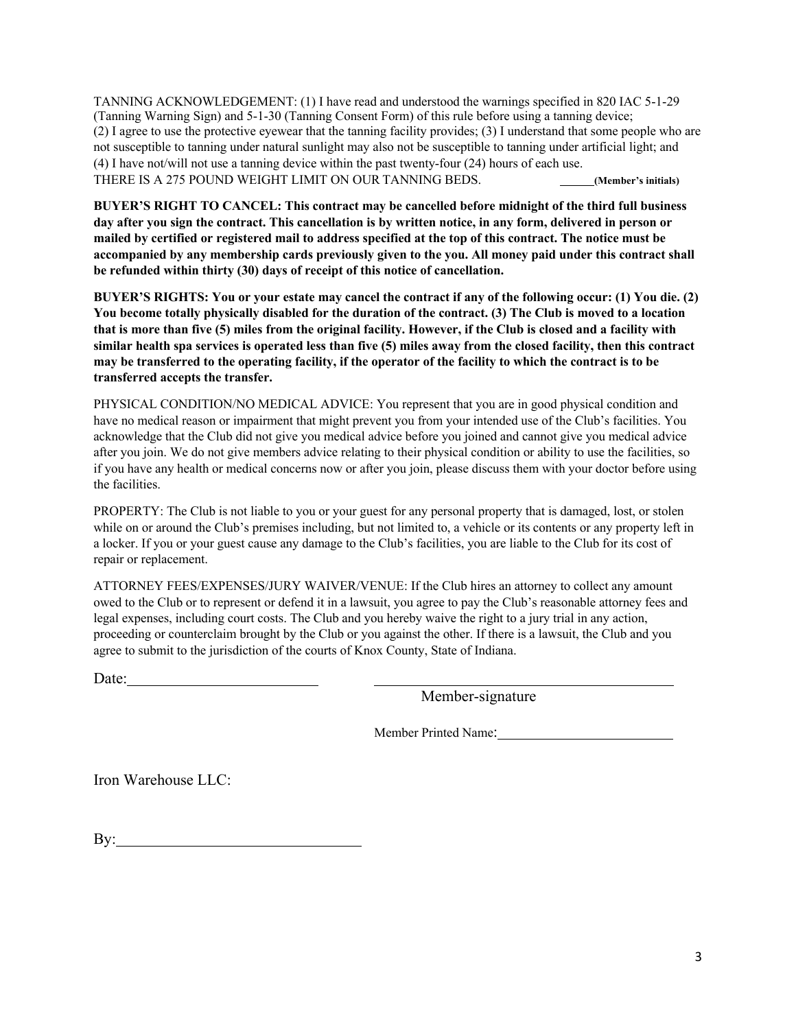TANNING ACKNOWLEDGEMENT: (1) I have read and understood the warnings specified in 820 IAC 5-1-29 (Tanning Warning Sign) and 5-1-30 (Tanning Consent Form) of this rule before using a tanning device; (2) I agree to use the protective eyewear that the tanning facility provides; (3) I understand that some people who are not susceptible to tanning under natural sunlight may also not be susceptible to tanning under artificial light; and (4) I have not/will not use a tanning device within the past twenty-four (24) hours of each use.
THERE IS A 275 POUND WEIGHT LIMIT ON OUR TANNING BEDS. ______**(Member's initials)**

**BUYER'S RIGHT TO CANCEL: This contract may be cancelled before midnight of the third full business day after you sign the contract. This cancellation is by written notice, in any form, delivered in person or mailed by certified or registered mail to address specified at the top of this contract. The notice must be accompanied by any membership cards previously given to the you. All money paid under this contract shall be refunded within thirty (30) days of receipt of this notice of cancellation.**

**BUYER'S RIGHTS: You or your estate may cancel the contract if any of the following occur: (1) You die. (2) You become totally physically disabled for the duration of the contract. (3) The Club is moved to a location that is more than five (5) miles from the original facility. However, if the Club is closed and a facility with similar health spa services is operated less than five (5) miles away from the closed facility, then this contract may be transferred to the operating facility, if the operator of the facility to which the contract is to be transferred accepts the transfer.**

PHYSICAL CONDITION/NO MEDICAL ADVICE: You represent that you are in good physical condition and have no medical reason or impairment that might prevent you from your intended use of the Club's facilities. You acknowledge that the Club did not give you medical advice before you joined and cannot give you medical advice after you join. We do not give members advice relating to their physical condition or ability to use the facilities, so if you have any health or medical concerns now or after you join, please discuss them with your doctor before using the facilities.

PROPERTY: The Club is not liable to you or your guest for any personal property that is damaged, lost, or stolen while on or around the Club's premises including, but not limited to, a vehicle or its contents or any property left in a locker. If you or your guest cause any damage to the Club's facilities, you are liable to the Club for its cost of repair or replacement.

ATTORNEY FEES/EXPENSES/JURY WAIVER/VENUE: If the Club hires an attorney to collect any amount owed to the Club or to represent or defend it in a lawsuit, you agree to pay the Club's reasonable attorney fees and legal expenses, including court costs. The Club and you hereby waive the right to a jury trial in any action, proceeding or counterclaim brought by the Club or you against the other. If there is a lawsuit, the Club and you agree to submit to the jurisdiction of the courts of Knox County, State of Indiana.

Date:__________________________ ________________________________________

Member-signature

Member Printed Name:__________________________

Iron Warehouse LLC:

By:________________________________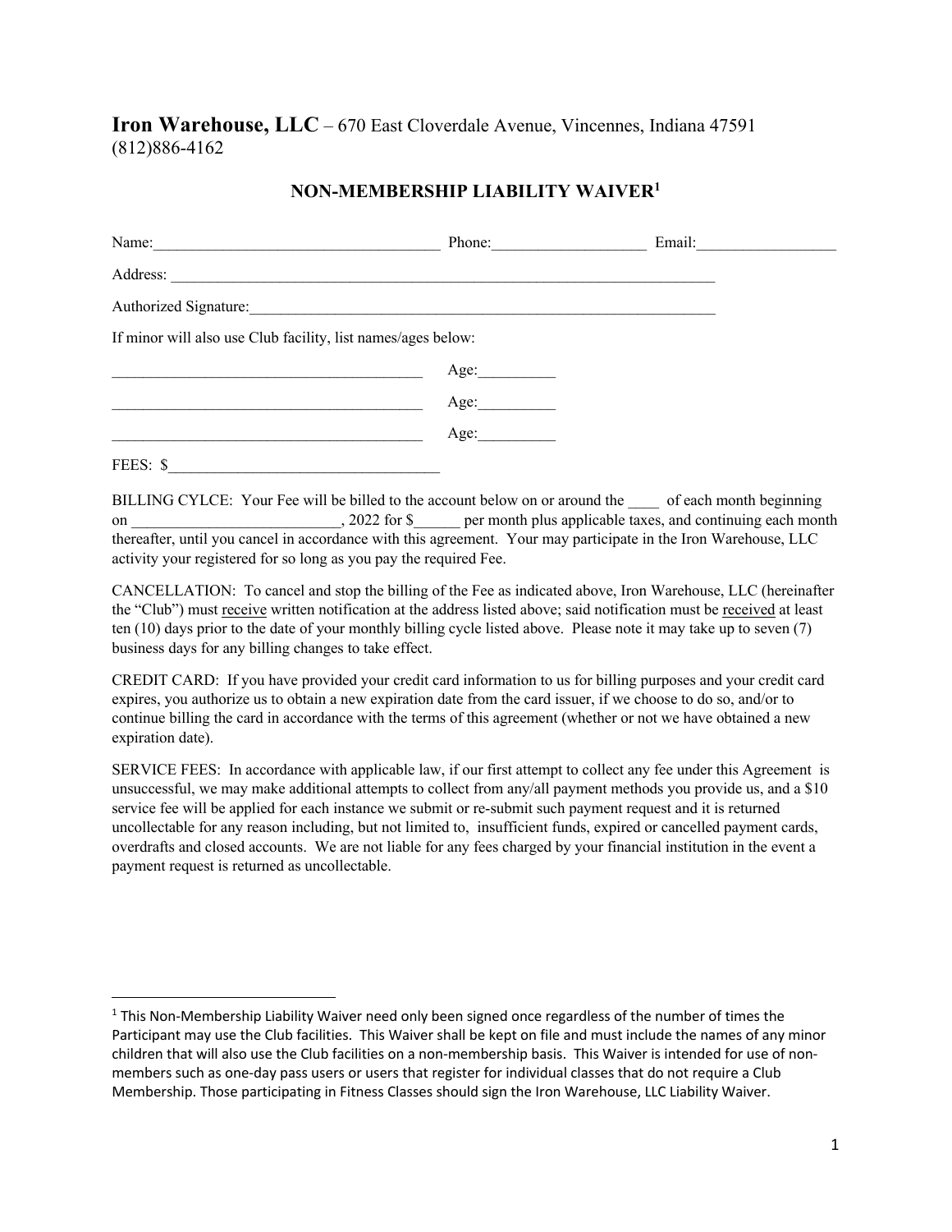**Iron Warehouse, LLC** – 670 East Cloverdale Avenue, Vincennes, Indiana 47591
(812)886-4162

## NON-MEMBERSHIP LIABILITY WAIVER[1]

Name:_____________________________________ Phone:____________________ Email:__________________

Address: __________________________________________________________________________

Authorized Signature:_______________________________________________________________

If minor will also use Club facility, list names/ages below:

________________________________________ Age:__________

________________________________________ Age:__________

________________________________________ Age:__________

FEES: $___________________________________

BILLING CYLCE: Your Fee will be billed to the account below on or around the ____ of each month beginning on ___________________________, 2022 for $______ per month plus applicable taxes, and continuing each month thereafter, until you cancel in accordance with this agreement. Your may participate in the Iron Warehouse, LLC activity your registered for so long as you pay the required Fee.

CANCELLATION: To cancel and stop the billing of the Fee as indicated above, Iron Warehouse, LLC (hereinafter the "Club") must <u>receive</u> written notification at the address listed above; said notification must be <u>received</u> at least ten (10) days prior to the date of your monthly billing cycle listed above. Please note it may take up to seven (7) business days for any billing changes to take effect.

CREDIT CARD: If you have provided your credit card information to us for billing purposes and your credit card expires, you authorize us to obtain a new expiration date from the card issuer, if we choose to do so, and/or to continue billing the card in accordance with the terms of this agreement (whether or not we have obtained a new expiration date).

SERVICE FEES: In accordance with applicable law, if our first attempt to collect any fee under this Agreement is unsuccessful, we may make additional attempts to collect from any/all payment methods you provide us, and a $10 service fee will be applied for each instance we submit or re-submit such payment request and it is returned uncollectable for any reason including, but not limited to, insufficient funds, expired or cancelled payment cards, overdrafts and closed accounts. We are not liable for any fees charged by your financial institution in the event a payment request is returned as uncollectable.

---

[1] This Non-Membership Liability Waiver need only been signed once regardless of the number of times the Participant may use the Club facilities. This Waiver shall be kept on file and must include the names of any minor children that will also use the Club facilities on a non-membership basis. This Waiver is intended for use of non-members such as one-day pass users or users that register for individual classes that do not require a Club Membership. Those participating in Fitness Classes should sign the Iron Warehouse, LLC Liability Waiver.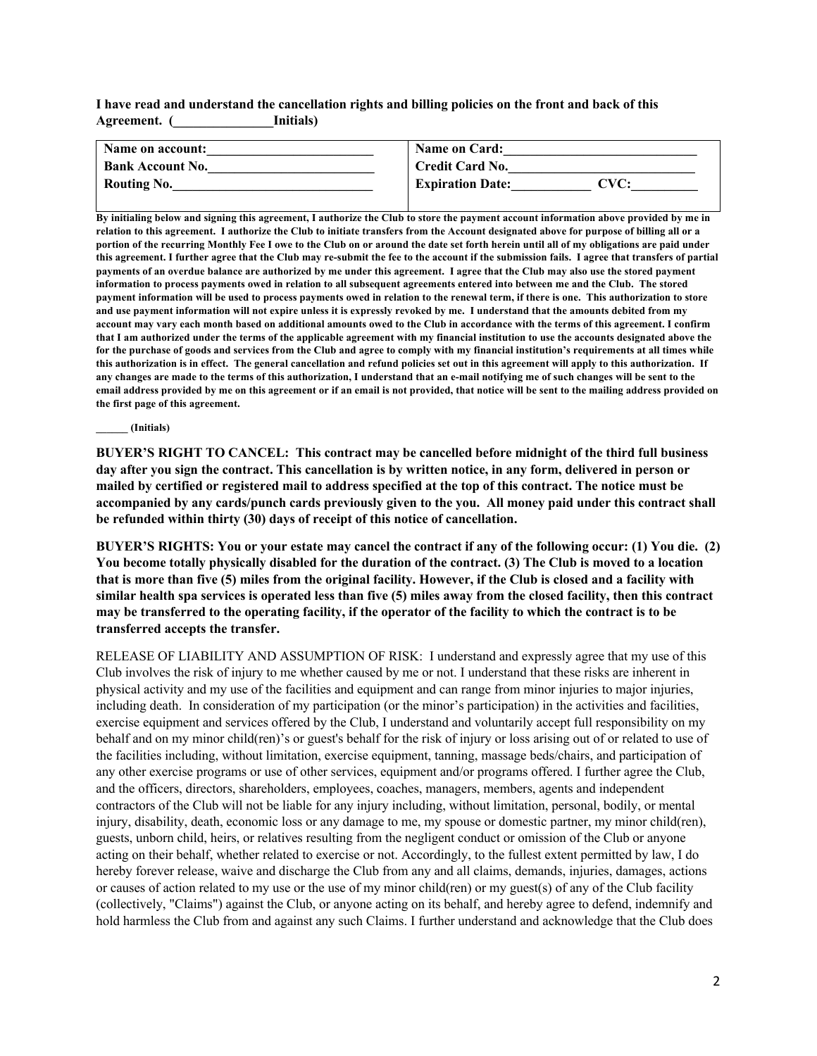**I have read and understand the cancellation rights and billing policies on the front and back of this Agreement. (_______________Initials)**

| **Name on account:_________________________** | **Name on Card:_____________________________** |
|---|---|
| **Bank Account No._________________________** | **Credit Card No.___________________________** |
| **Routing No.______________________________** | **Expiration Date:____________ CVC:__________** |

**By initialing below and signing this agreement, I authorize the Club to store the payment account information above provided by me in relation to this agreement. I authorize the Club to initiate transfers from the Account designated above for purpose of billing all or a portion of the recurring Monthly Fee I owe to the Club on or around the date set forth herein until all of my obligations are paid under this agreement. I further agree that the Club may re-submit the fee to the account if the submission fails. I agree that transfers of partial payments of an overdue balance are authorized by me under this agreement. I agree that the Club may also use the stored payment information to process payments owed in relation to all subsequent agreements entered into between me and the Club. The stored payment information will be used to process payments owed in relation to the renewal term, if there is one. This authorization to store and use payment information will not expire unless it is expressly revoked by me. I understand that the amounts debited from my account may vary each month based on additional amounts owed to the Club in accordance with the terms of this agreement. I confirm that I am authorized under the terms of the applicable agreement with my financial institution to use the accounts designated above the for the purchase of goods and services from the Club and agree to comply with my financial institution's requirements at all times while this authorization is in effect. The general cancellation and refund policies set out in this agreement will apply to this authorization. If any changes are made to the terms of this authorization, I understand that an e-mail notifying me of such changes will be sent to the email address provided by me on this agreement or if an email is not provided, that notice will be sent to the mailing address provided on the first page of this agreement.**

**______ (Initials)**

**BUYER'S RIGHT TO CANCEL: This contract may be cancelled before midnight of the third full business day after you sign the contract. This cancellation is by written notice, in any form, delivered in person or mailed by certified or registered mail to address specified at the top of this contract. The notice must be accompanied by any cards/punch cards previously given to the you. All money paid under this contract shall be refunded within thirty (30) days of receipt of this notice of cancellation.**

**BUYER'S RIGHTS: You or your estate may cancel the contract if any of the following occur: (1) You die. (2) You become totally physically disabled for the duration of the contract. (3) The Club is moved to a location that is more than five (5) miles from the original facility. However, if the Club is closed and a facility with similar health spa services is operated less than five (5) miles away from the closed facility, then this contract may be transferred to the operating facility, if the operator of the facility to which the contract is to be transferred accepts the transfer.**

RELEASE OF LIABILITY AND ASSUMPTION OF RISK: I understand and expressly agree that my use of this Club involves the risk of injury to me whether caused by me or not. I understand that these risks are inherent in physical activity and my use of the facilities and equipment and can range from minor injuries to major injuries, including death. In consideration of my participation (or the minor's participation) in the activities and facilities, exercise equipment and services offered by the Club, I understand and voluntarily accept full responsibility on my behalf and on my minor child(ren)'s or guest's behalf for the risk of injury or loss arising out of or related to use of the facilities including, without limitation, exercise equipment, tanning, massage beds/chairs, and participation of any other exercise programs or use of other services, equipment and/or programs offered. I further agree the Club, and the officers, directors, shareholders, employees, coaches, managers, members, agents and independent contractors of the Club will not be liable for any injury including, without limitation, personal, bodily, or mental injury, disability, death, economic loss or any damage to me, my spouse or domestic partner, my minor child(ren), guests, unborn child, heirs, or relatives resulting from the negligent conduct or omission of the Club or anyone acting on their behalf, whether related to exercise or not. Accordingly, to the fullest extent permitted by law, I do hereby forever release, waive and discharge the Club from any and all claims, demands, injuries, damages, actions or causes of action related to my use or the use of my minor child(ren) or my guest(s) of any of the Club facility (collectively, "Claims") against the Club, or anyone acting on its behalf, and hereby agree to defend, indemnify and hold harmless the Club from and against any such Claims. I further understand and acknowledge that the Club does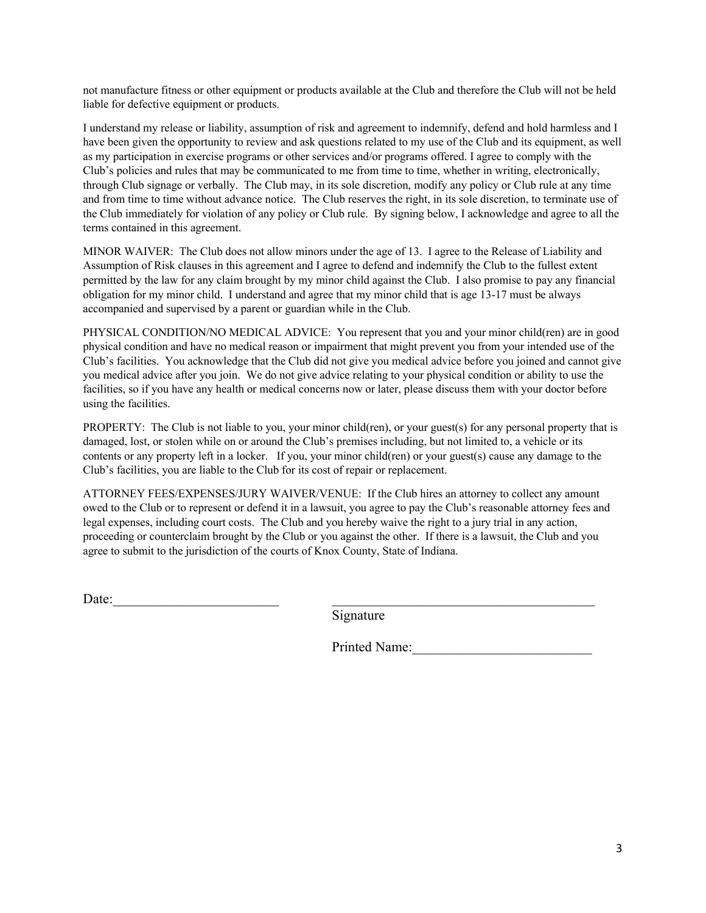not manufacture fitness or other equipment or products available at the Club and therefore the Club will not be held liable for defective equipment or products.

I understand my release or liability, assumption of risk and agreement to indemnify, defend and hold harmless and I have been given the opportunity to review and ask questions related to my use of the Club and its equipment, as well as my participation in exercise programs or other services and/or programs offered. I agree to comply with the Club's policies and rules that may be communicated to me from time to time, whether in writing, electronically, through Club signage or verbally. The Club may, in its sole discretion, modify any policy or Club rule at any time and from time to time without advance notice. The Club reserves the right, in its sole discretion, to terminate use of the Club immediately for violation of any policy or Club rule. By signing below, I acknowledge and agree to all the terms contained in this agreement.

MINOR WAIVER: The Club does not allow minors under the age of 13. I agree to the Release of Liability and Assumption of Risk clauses in this agreement and I agree to defend and indemnify the Club to the fullest extent permitted by the law for any claim brought by my minor child against the Club. I also promise to pay any financial obligation for my minor child. I understand and agree that my minor child that is age 13-17 must be always accompanied and supervised by a parent or guardian while in the Club.

PHYSICAL CONDITION/NO MEDICAL ADVICE: You represent that you and your minor child(ren) are in good physical condition and have no medical reason or impairment that might prevent you from your intended use of the Club's facilities. You acknowledge that the Club did not give you medical advice before you joined and cannot give you medical advice after you join. We do not give advice relating to your physical condition or ability to use the facilities, so if you have any health or medical concerns now or later, please discuss them with your doctor before using the facilities.

PROPERTY: The Club is not liable to you, your minor child(ren), or your guest(s) for any personal property that is damaged, lost, or stolen while on or around the Club's premises including, but not limited to, a vehicle or its contents or any property left in a locker. If you, your minor child(ren) or your guest(s) cause any damage to the Club's facilities, you are liable to the Club for its cost of repair or replacement.

ATTORNEY FEES/EXPENSES/JURY WAIVER/VENUE: If the Club hires an attorney to collect any amount owed to the Club or to represent or defend it in a lawsuit, you agree to pay the Club's reasonable attorney fees and legal expenses, including court costs. The Club and you hereby waive the right to a jury trial in any action, proceeding or counterclaim brought by the Club or you against the other. If there is a lawsuit, the Club and you agree to submit to the jurisdiction of the courts of Knox County, State of Indiana.

Date:________________________ ________________________________________

Signature

Printed Name:__________________________